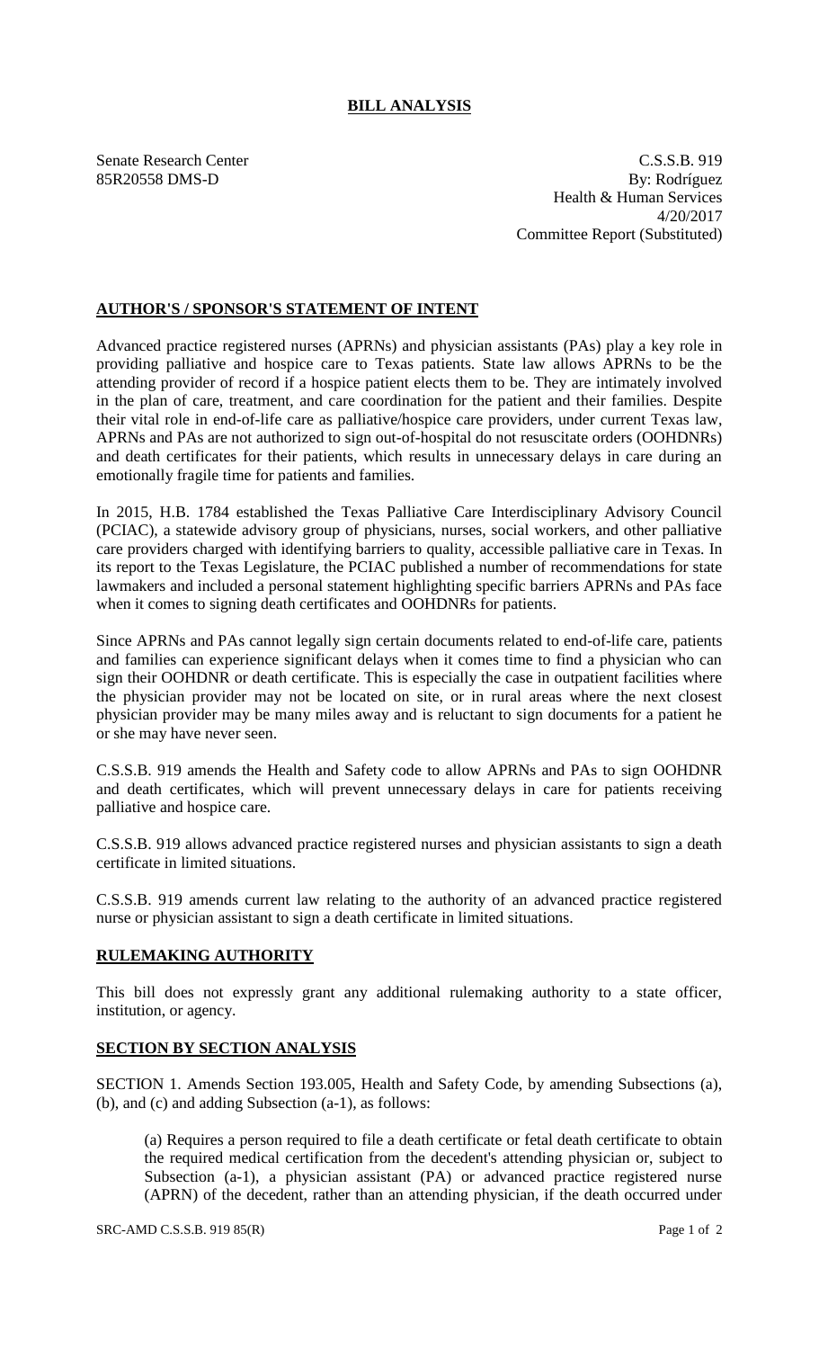# BILL ANALYSIS

Senate Research Center
85R20558 DMS-D

C.S.S.B. 919
By: Rodríguez
Health & Human Services
4/20/2017
Committee Report (Substituted)

## AUTHOR'S / SPONSOR'S STATEMENT OF INTENT

Advanced practice registered nurses (APRNs) and physician assistants (PAs) play a key role in providing palliative and hospice care to Texas patients. State law allows APRNs to be the attending provider of record if a hospice patient elects them to be. They are intimately involved in the plan of care, treatment, and care coordination for the patient and their families. Despite their vital role in end-of-life care as palliative/hospice care providers, under current Texas law, APRNs and PAs are not authorized to sign out-of-hospital do not resuscitate orders (OOHDNRs) and death certificates for their patients, which results in unnecessary delays in care during an emotionally fragile time for patients and families.

In 2015, H.B. 1784 established the Texas Palliative Care Interdisciplinary Advisory Council (PCIAC), a statewide advisory group of physicians, nurses, social workers, and other palliative care providers charged with identifying barriers to quality, accessible palliative care in Texas. In its report to the Texas Legislature, the PCIAC published a number of recommendations for state lawmakers and included a personal statement highlighting specific barriers APRNs and PAs face when it comes to signing death certificates and OOHDNRs for patients.

Since APRNs and PAs cannot legally sign certain documents related to end-of-life care, patients and families can experience significant delays when it comes time to find a physician who can sign their OOHDNR or death certificate. This is especially the case in outpatient facilities where the physician provider may not be located on site, or in rural areas where the next closest physician provider may be many miles away and is reluctant to sign documents for a patient he or she may have never seen.

C.S.S.B. 919 amends the Health and Safety code to allow APRNs and PAs to sign OOHDNR and death certificates, which will prevent unnecessary delays in care for patients receiving palliative and hospice care.

C.S.S.B. 919 allows advanced practice registered nurses and physician assistants to sign a death certificate in limited situations.

C.S.S.B. 919 amends current law relating to the authority of an advanced practice registered nurse or physician assistant to sign a death certificate in limited situations.

## RULEMAKING AUTHORITY

This bill does not expressly grant any additional rulemaking authority to a state officer, institution, or agency.

## SECTION BY SECTION ANALYSIS

SECTION 1. Amends Section 193.005, Health and Safety Code, by amending Subsections (a), (b), and (c) and adding Subsection (a-1), as follows:

(a) Requires a person required to file a death certificate or fetal death certificate to obtain the required medical certification from the decedent's attending physician or, subject to Subsection (a-1), a physician assistant (PA) or advanced practice registered nurse (APRN) of the decedent, rather than an attending physician, if the death occurred under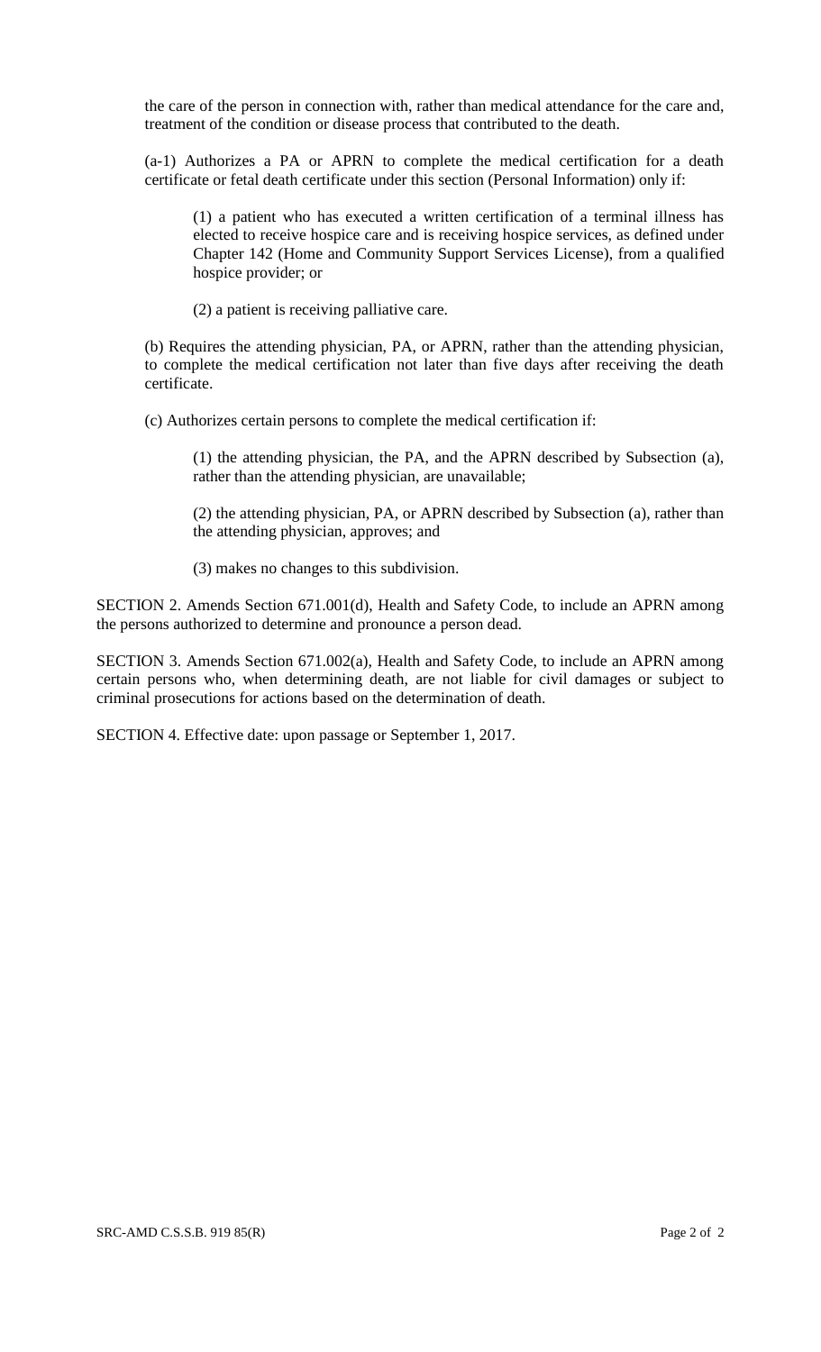the care of the person in connection with, rather than medical attendance for the care and, treatment of the condition or disease process that contributed to the death.

(a-1) Authorizes a PA or APRN to complete the medical certification for a death certificate or fetal death certificate under this section (Personal Information) only if:

(1) a patient who has executed a written certification of a terminal illness has elected to receive hospice care and is receiving hospice services, as defined under Chapter 142 (Home and Community Support Services License), from a qualified hospice provider; or

(2) a patient is receiving palliative care.

(b) Requires the attending physician, PA, or APRN, rather than the attending physician, to complete the medical certification not later than five days after receiving the death certificate.

(c) Authorizes certain persons to complete the medical certification if:

(1) the attending physician, the PA, and the APRN described by Subsection (a), rather than the attending physician, are unavailable;

(2) the attending physician, PA, or APRN described by Subsection (a), rather than the attending physician, approves; and

(3) makes no changes to this subdivision.

SECTION 2. Amends Section 671.001(d), Health and Safety Code, to include an APRN among the persons authorized to determine and pronounce a person dead.

SECTION 3. Amends Section 671.002(a), Health and Safety Code, to include an APRN among certain persons who, when determining death, are not liable for civil damages or subject to criminal prosecutions for actions based on the determination of death.

SECTION 4. Effective date: upon passage or September 1, 2017.

SRC-AMD C.S.S.B. 919 85(R)